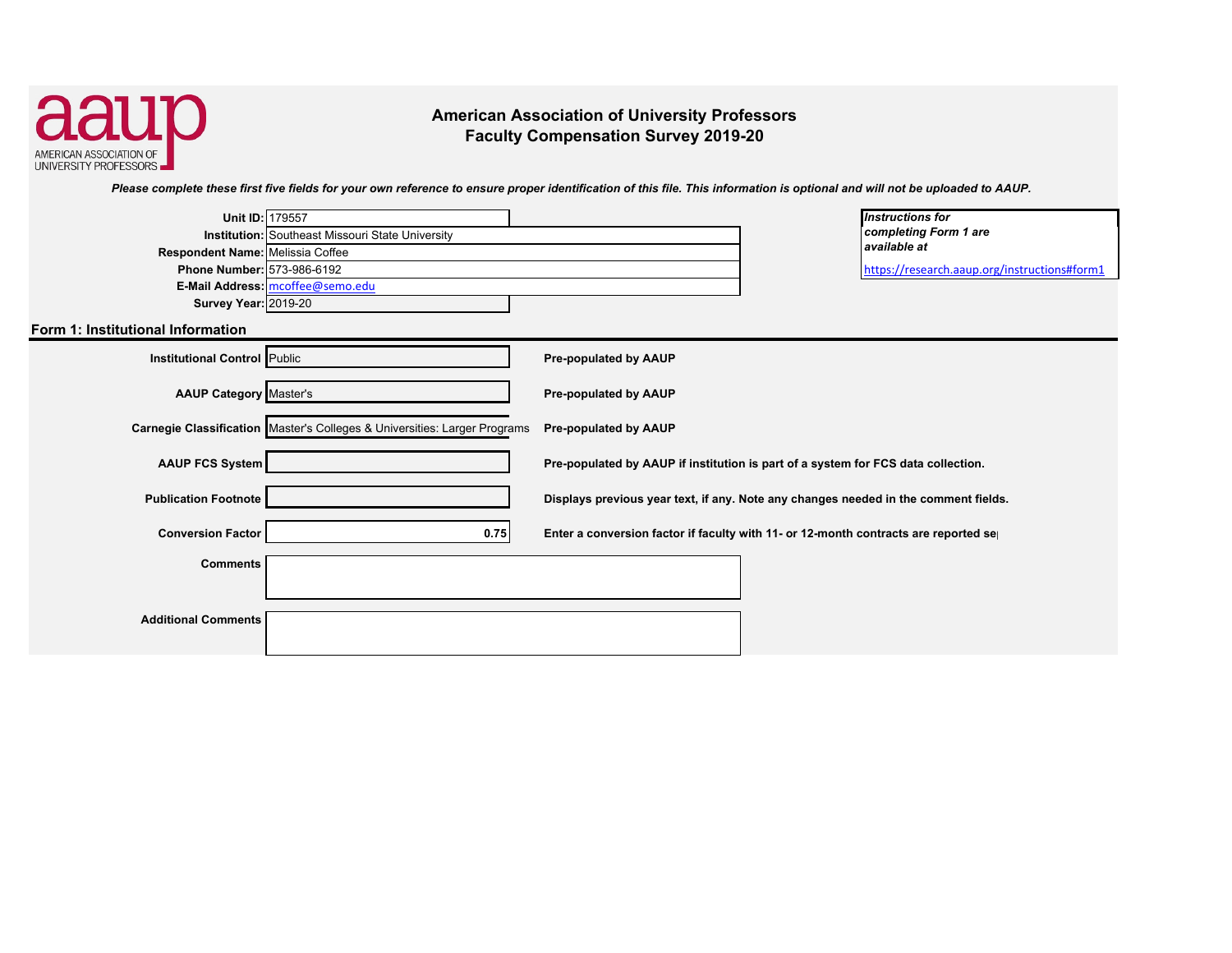aaup
AMERICAN ASSOCIATION OF UNIVERSITY PROFESSORS

# American Association of University Professors
## Faculty Compensation Survey 2019-20

***Please complete these first five fields for your own reference to ensure proper identification of this file. This information is optional and will not be uploaded to AAUP.***

| | |
|---|---|
| **Unit ID:** | 179557 |
| **Institution:** | Southeast Missouri State University |
| **Respondent Name:** | Melissia Coffee |
| **Phone Number:** | 573-986-6192 |
| **E-Mail Address:** | mcoffee@semo.edu |
| **Survey Year:** | 2019-20 |

***Instructions for completing Form 1 are available at***
https://research.aaup.org/instructions#form1

## Form 1: Institutional Information

| | | |
|---|---|---|
| **Institutional Control** | Public | **Pre-populated by AAUP** |
| **AAUP Category** | Master's | **Pre-populated by AAUP** |
| **Carnegie Classification** | Master's Colleges & Universities: Larger Programs | **Pre-populated by AAUP** |
| **AAUP FCS System** | | **Pre-populated by AAUP if institution is part of a system for FCS data collection.** |
| **Publication Footnote** | | **Displays previous year text, if any. Note any changes needed in the comment fields.** |
| **Conversion Factor** | 0.75 | **Enter a conversion factor if faculty with 11- or 12-month contracts are reported se** |
| **Comments** | | |
| **Additional Comments** | | |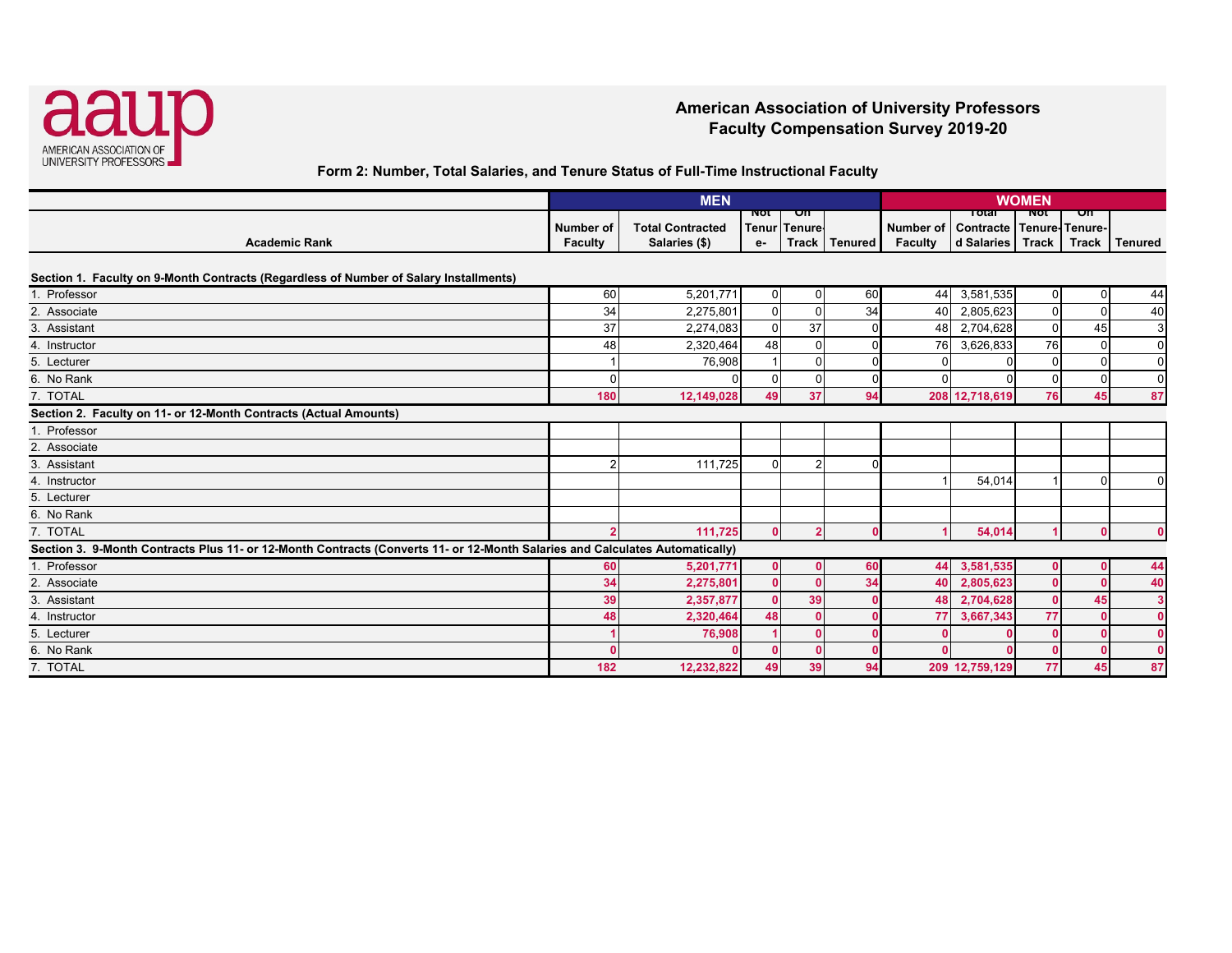# American Association of University Professors
## Faculty Compensation Survey 2019-20

### Form 2: Number, Total Salaries, and Tenure Status of Full-Time Instructional Faculty

| Academic Rank | MEN | | | | | WOMEN | | | | |
|---|---|---|---|---|---|---|---|---|---|---|
| | Number of Faculty | Total Contracted Salaries ($) | Not Tenure- | On Tenure-Track | Tenured | Number of Faculty | Total Contracted Salaries | Not Tenure-Track | On Tenure-Track | Tenured |
| **Section 1. Faculty on 9-Month Contracts (Regardless of Number of Salary Installments)** | | | | | | | | | | |
| 1. Professor | 60 | 5,201,771 | 0 | 0 | 60 | 44 | 3,581,535 | 0 | 0 | 44 |
| 2. Associate | 34 | 2,275,801 | 0 | 0 | 34 | 40 | 2,805,623 | 0 | 0 | 40 |
| 3. Assistant | 37 | 2,274,083 | 0 | 37 | 0 | 48 | 2,704,628 | 0 | 45 | 3 |
| 4. Instructor | 48 | 2,320,464 | 48 | 0 | 0 | 76 | 3,626,833 | 76 | 0 | 0 |
| 5. Lecturer | 1 | 76,908 | 1 | 0 | 0 | 0 | 0 | 0 | 0 | 0 |
| 6. No Rank | 0 | 0 | 0 | 0 | 0 | 0 | 0 | 0 | 0 | 0 |
| 7. TOTAL | **180** | **12,149,028** | **49** | **37** | **94** | **208** | **12,718,619** | **76** | **45** | **87** |
| **Section 2. Faculty on 11- or 12-Month Contracts (Actual Amounts)** | | | | | | | | | | |
| 1. Professor | | | | | | | | | | |
| 2. Associate | | | | | | | | | | |
| 3. Assistant | 2 | 111,725 | 0 | 2 | 0 | | | | | |
| 4. Instructor | | | | | | 1 | 54,014 | 1 | 0 | 0 |
| 5. Lecturer | | | | | | | | | | |
| 6. No Rank | | | | | | | | | | |
| 7. TOTAL | **2** | **111,725** | **0** | **2** | **0** | **1** | **54,014** | **1** | **0** | **0** |
| **Section 3. 9-Month Contracts Plus 11- or 12-Month Contracts (Converts 11- or 12-Month Salaries and Calculates Automatically)** | | | | | | | | | | |
| 1. Professor | **60** | **5,201,771** | **0** | **0** | **60** | **44** | **3,581,535** | **0** | **0** | **44** |
| 2. Associate | **34** | **2,275,801** | **0** | **0** | **34** | **40** | **2,805,623** | **0** | **0** | **40** |
| 3. Assistant | **39** | **2,357,877** | **0** | **39** | **0** | **48** | **2,704,628** | **0** | **45** | **3** |
| 4. Instructor | **48** | **2,320,464** | **48** | **0** | **0** | **77** | **3,667,343** | **77** | **0** | **0** |
| 5. Lecturer | **1** | **76,908** | **1** | **0** | **0** | **0** | **0** | **0** | **0** | **0** |
| 6. No Rank | **0** | **0** | **0** | **0** | **0** | **0** | **0** | **0** | **0** | **0** |
| 7. TOTAL | **182** | **12,232,822** | **49** | **39** | **94** | **209** | **12,759,129** | **77** | **45** | **87** |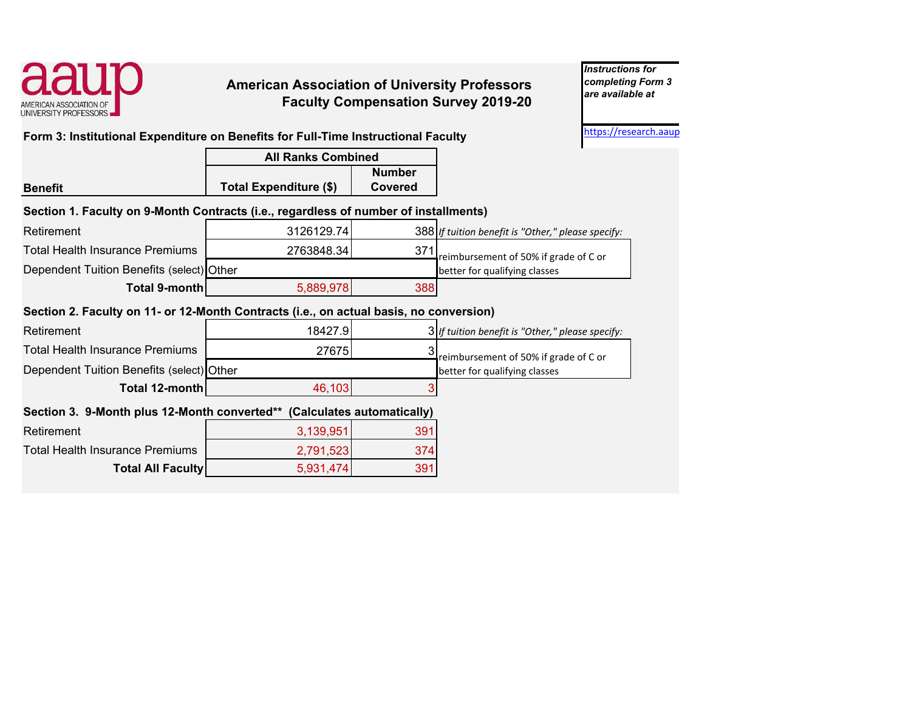# American Association of University Professors
## Faculty Compensation Survey 2019-20

*Instructions for completing Form 3 are available at*
https://research.aaup

### Form 3: Institutional Expenditure on Benefits for Full-Time Instructional Faculty

| Benefit | All Ranks Combined | |
|---|---|---|
| | Total Expenditure ($) | Number Covered |
| **Section 1. Faculty on 9-Month Contracts (i.e., regardless of number of installments)** | | |
| Retirement | 3126129.74 | 388 |
| Total Health Insurance Premiums | 2763848.34 | 371 |
| Dependent Tuition Benefits (select) | Other | |
| **Total 9-month** | 5,889,978 | 388 |
| **Section 2. Faculty on 11- or 12-Month Contracts (i.e., on actual basis, no conversion)** | | |
| Retirement | 18427.9 | 3 |
| Total Health Insurance Premiums | 27675 | 3 |
| Dependent Tuition Benefits (select) | Other | |
| **Total 12-month** | 46,103 | 3 |
| **Section 3. 9-Month plus 12-Month converted\*\* (Calculates automatically)** | | |
| Retirement | 3,139,951 | 391 |
| Total Health Insurance Premiums | 2,791,523 | 374 |
| **Total All Faculty** | 5,931,474 | 391 |

Section 1 — *If tuition benefit is "Other," please specify:* reimbursement of 50% if grade of C or better for qualifying classes

Section 2 — *If tuition benefit is "Other," please specify:* reimbursement of 50% if grade of C or better for qualifying classes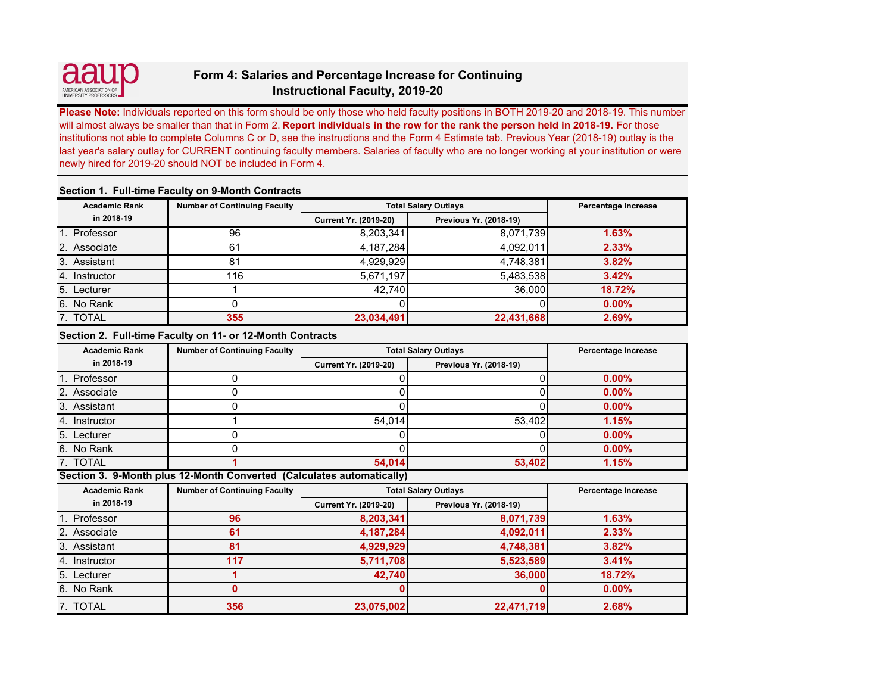aauup AMERICAN ASSOCIATION OF UNIVERSITY PROFESSORS

# Form 4: Salaries and Percentage Increase for Continuing Instructional Faculty, 2019-20

**Please Note:** Individuals reported on this form should be only those who held faculty positions in BOTH 2019-20 and 2018-19. This number will almost always be smaller than that in Form 2. **Report individuals in the row for the rank the person held in 2018-19.** For those institutions not able to complete Columns C or D, see the instructions and the Form 4 Estimate tab. Previous Year (2018-19) outlay is the last year's salary outlay for CURRENT continuing faculty members. Salaries of faculty who are no longer working at your institution or were newly hired for 2019-20 should NOT be included in Form 4.

### Section 1. Full-time Faculty on 9-Month Contracts

| Academic Rank in 2018-19 | Number of Continuing Faculty | Total Salary Outlays | | Percentage Increase |
|---|---|---|---|---|
| | | Current Yr. (2019-20) | Previous Yr. (2018-19) | |
| 1. Professor | 96 | 8,203,341 | 8,071,739 | **1.63%** |
| 2. Associate | 61 | 4,187,284 | 4,092,011 | **2.33%** |
| 3. Assistant | 81 | 4,929,929 | 4,748,381 | **3.82%** |
| 4. Instructor | 116 | 5,671,197 | 5,483,538 | **3.42%** |
| 5. Lecturer | 1 | 42,740 | 36,000 | **18.72%** |
| 6. No Rank | 0 | 0 | 0 | **0.00%** |
| 7. TOTAL | **355** | **23,034,491** | **22,431,668** | **2.69%** |

### Section 2. Full-time Faculty on 11- or 12-Month Contracts

| Academic Rank in 2018-19 | Number of Continuing Faculty | Total Salary Outlays | | Percentage Increase |
|---|---|---|---|---|
| | | Current Yr. (2019-20) | Previous Yr. (2018-19) | |
| 1. Professor | 0 | 0 | 0 | **0.00%** |
| 2. Associate | 0 | 0 | 0 | **0.00%** |
| 3. Assistant | 0 | 0 | 0 | **0.00%** |
| 4. Instructor | 1 | 54,014 | 53,402 | **1.15%** |
| 5. Lecturer | 0 | 0 | 0 | **0.00%** |
| 6. No Rank | 0 | 0 | 0 | **0.00%** |
| 7. TOTAL | **1** | **54,014** | **53,402** | **1.15%** |

### Section 3. 9-Month plus 12-Month Converted (Calculates automatically)

| Academic Rank in 2018-19 | Number of Continuing Faculty | Total Salary Outlays | | Percentage Increase |
|---|---|---|---|---|
| | | Current Yr. (2019-20) | Previous Yr. (2018-19) | |
| 1. Professor | **96** | **8,203,341** | **8,071,739** | **1.63%** |
| 2. Associate | **61** | **4,187,284** | **4,092,011** | **2.33%** |
| 3. Assistant | **81** | **4,929,929** | **4,748,381** | **3.82%** |
| 4. Instructor | **117** | **5,711,708** | **5,523,589** | **3.41%** |
| 5. Lecturer | **1** | **42,740** | **36,000** | **18.72%** |
| 6. No Rank | **0** | **0** | **0** | **0.00%** |
| 7. TOTAL | **356** | **23,075,002** | **22,471,719** | **2.68%** |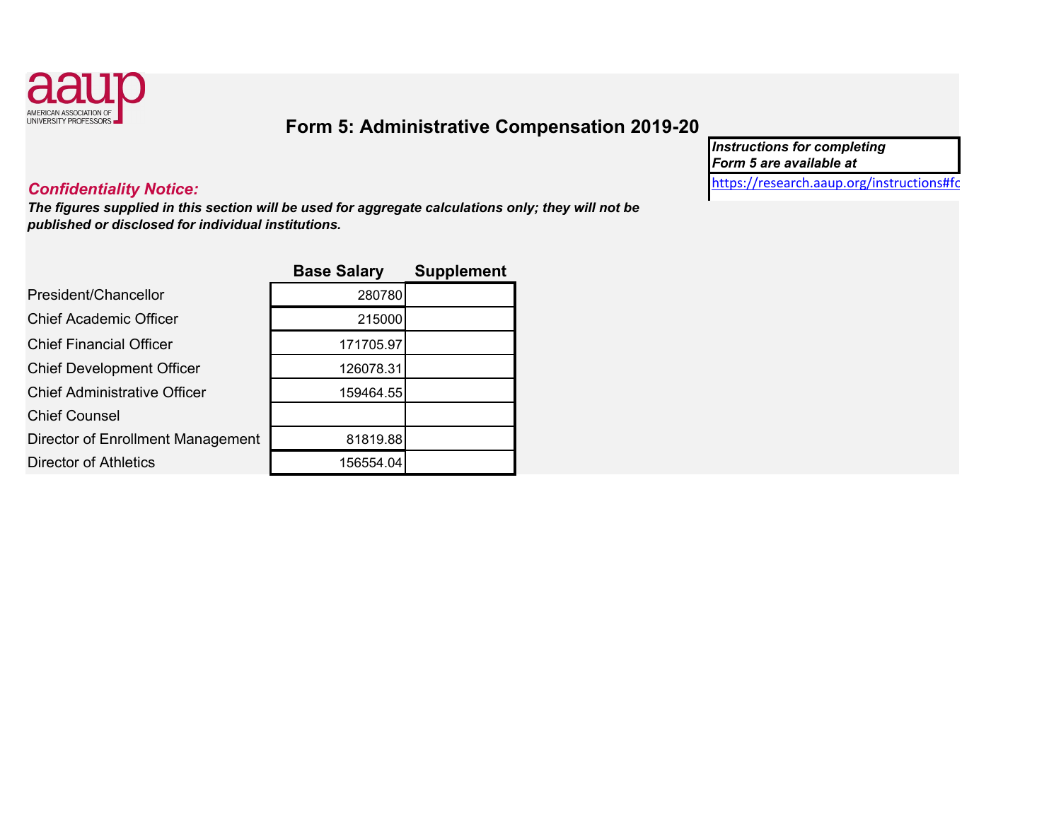AMERICAN ASSOCIATION OF UNIVERSITY PROFESSORS

# Form 5: Administrative Compensation 2019-20

***Instructions for completing Form 5 are available at***
https://research.aaup.org/instructions#fo

***Confidentiality Notice:***

***The figures supplied in this section will be used for aggregate calculations only; they will not be published or disclosed for individual institutions.***

| | Base Salary | Supplement |
|---|---|---|
| President/Chancellor | 280780 | |
| Chief Academic Officer | 215000 | |
| Chief Financial Officer | 171705.97 | |
| Chief Development Officer | 126078.31 | |
| Chief Administrative Officer | 159464.55 | |
| Chief Counsel | | |
| Director of Enrollment Management | 81819.88 | |
| Director of Athletics | 156554.04 | |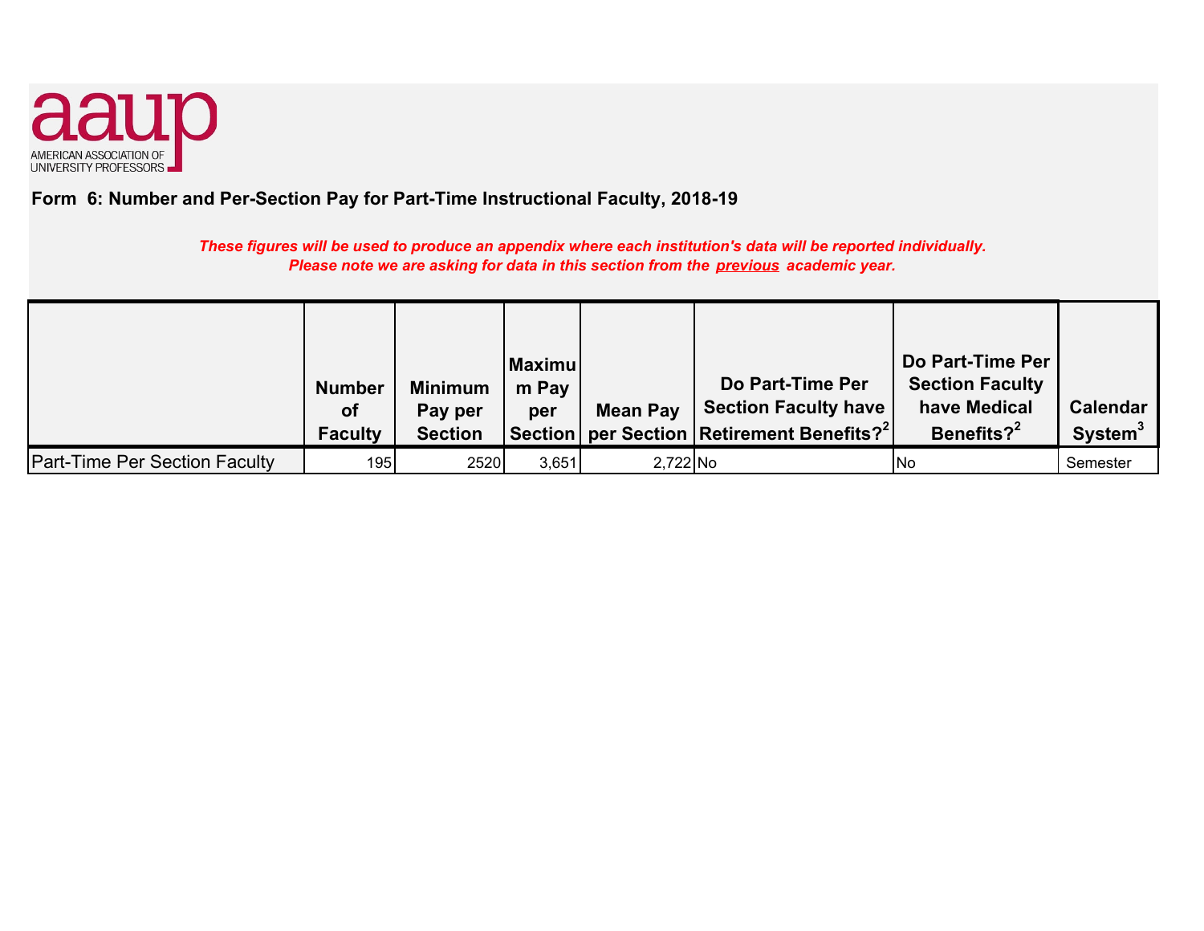AMERICAN ASSOCIATION OF UNIVERSITY PROFESSORS

**Form 6: Number and Per-Section Pay for Part-Time Instructional Faculty, 2018-19**

***These figures will be used to produce an appendix where each institution's data will be reported individually.***
***Please note we are asking for data in this section from the previous academic year.***

| | Number of Faculty | Minimum Pay per Section | Maximum Pay per Section | Mean Pay per Section | Do Part-Time Per Section Faculty have Retirement Benefits?[2] | Do Part-Time Per Section Faculty have Medical Benefits?[2] | Calendar System[3] |
|---|---|---|---|---|---|---|---|
| Part-Time Per Section Faculty | 195 | 2520 | 3,651 | 2,722 | No | No | Semester |